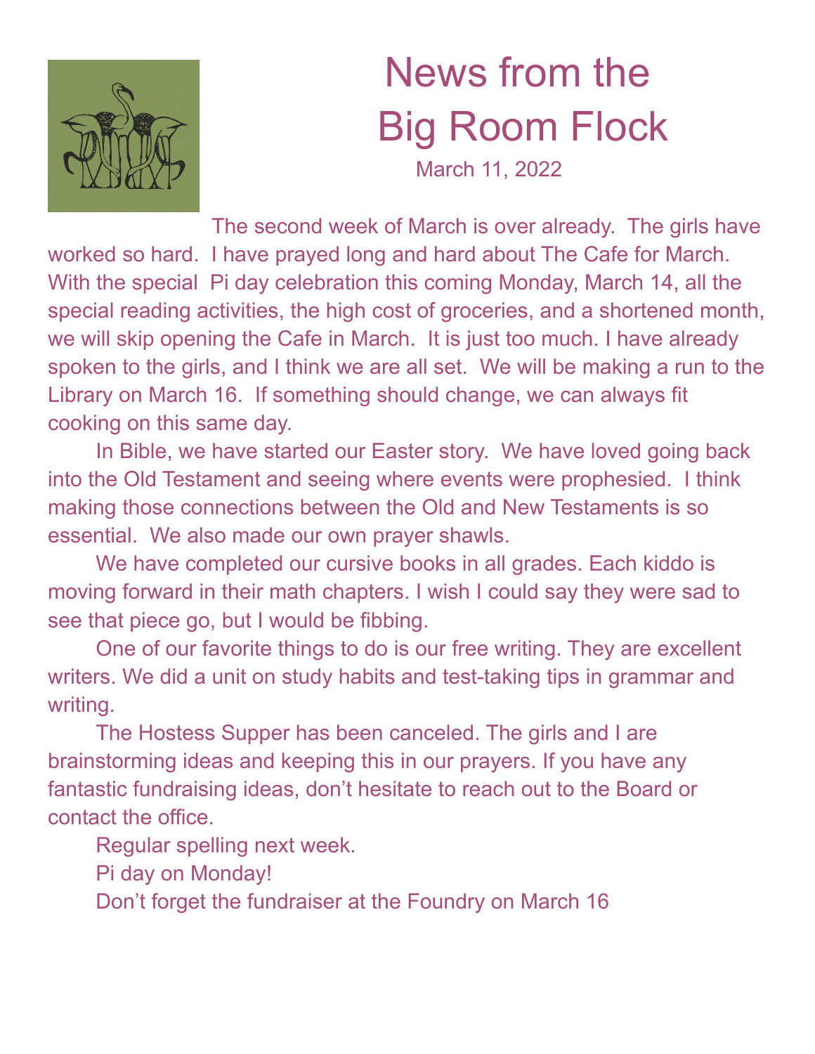# News from the Big Room Flock

March 11, 2022

The second week of March is over already. The girls have worked so hard. I have prayed long and hard about The Cafe for March. With the special Pi day celebration this coming Monday, March 14, all the special reading activities, the high cost of groceries, and a shortened month, we will skip opening the Cafe in March. It is just too much. I have already spoken to the girls, and I think we are all set. We will be making a run to the Library on March 16. If something should change, we can always fit cooking on this same day.

In Bible, we have started our Easter story. We have loved going back into the Old Testament and seeing where events were prophesied. I think making those connections between the Old and New Testaments is so essential. We also made our own prayer shawls.

We have completed our cursive books in all grades. Each kiddo is moving forward in their math chapters. I wish I could say they were sad to see that piece go, but I would be fibbing.

One of our favorite things to do is our free writing. They are excellent writers. We did a unit on study habits and test-taking tips in grammar and writing.

The Hostess Supper has been canceled. The girls and I are brainstorming ideas and keeping this in our prayers. If you have any fantastic fundraising ideas, don't hesitate to reach out to the Board or contact the office.

Regular spelling next week.

Pi day on Monday!

Don't forget the fundraiser at the Foundry on March 16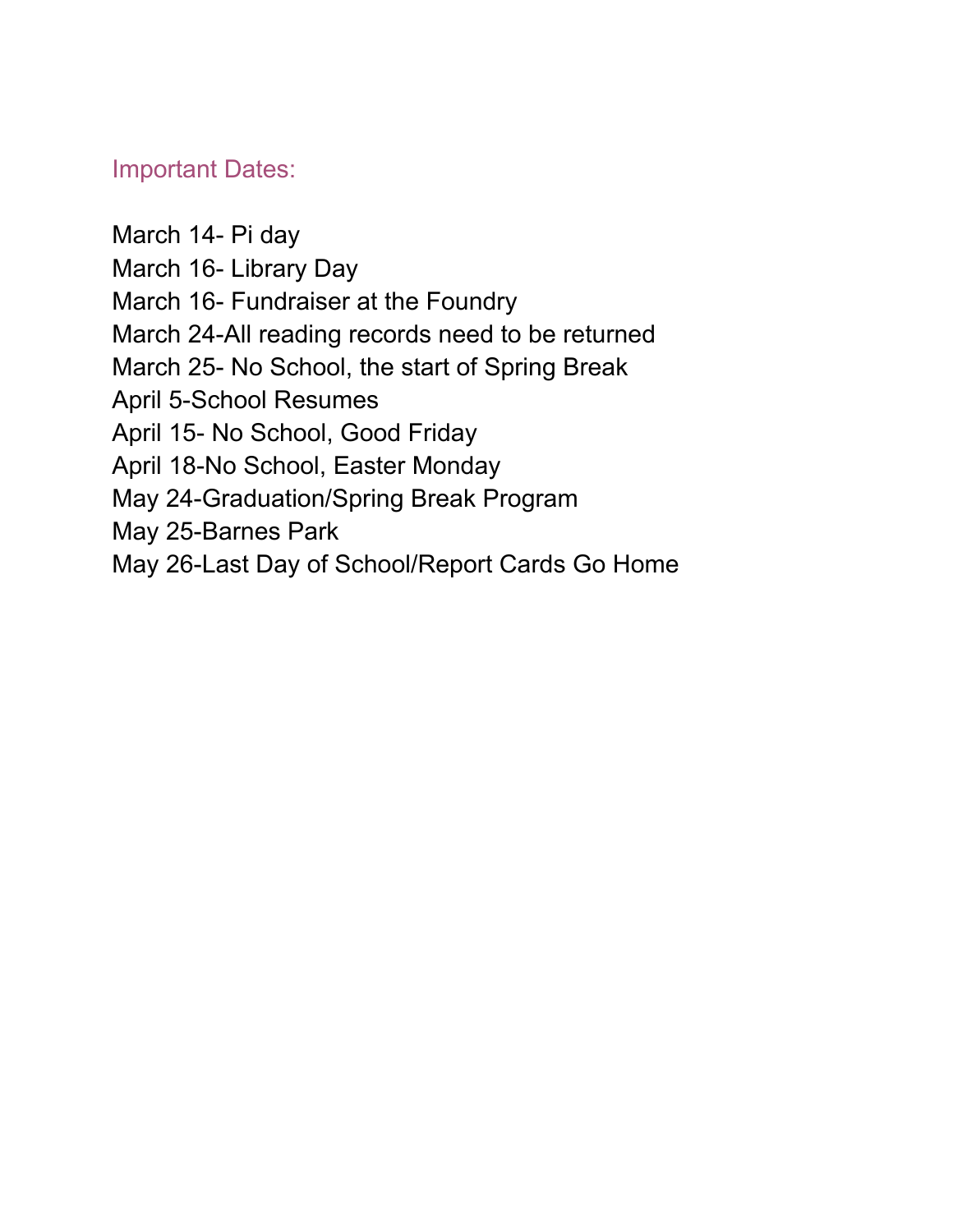## Important Dates:

March 14- Pi day
March 16- Library Day
March 16- Fundraiser at the Foundry
March 24-All reading records need to be returned
March 25- No School, the start of Spring Break
April 5-School Resumes
April 15- No School, Good Friday
April 18-No School, Easter Monday
May 24-Graduation/Spring Break Program
May 25-Barnes Park
May 26-Last Day of School/Report Cards Go Home